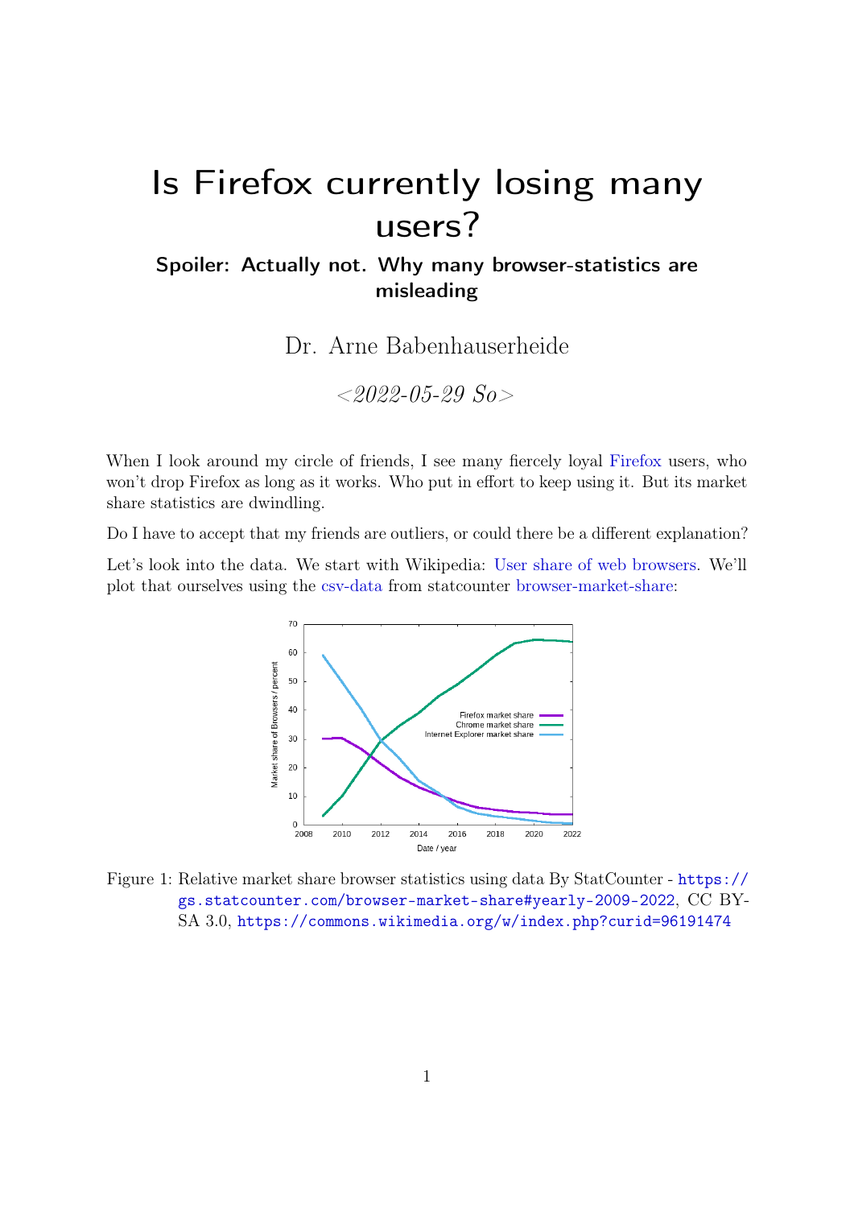# Is Firefox currently losing many users?

### Spoiler: Actually not. Why many browser-statistics are misleading

Dr. Arne Babenhauserheide

*<2022-05-29 So>*

When I look around my circle of friends, I see many fiercely loyal Firefox users, who won't drop Firefox as long as it works. Who put in effort to keep using it. But its market share statistics are dwindling.

Do I have to accept that my friends are outliers, or could there be a different explanation?

Let's look into the data. We start with Wikipedia: User share of web browsers. We'll plot that ourselves using the csv-data from statcounter browser-market-share:

Figure 1: Relative market share browser statistics using data By StatCounter - https://gs.statcounter.com/browser-market-share#yearly-2009-2022, CC BY-SA 3.0, https://commons.wikimedia.org/w/index.php?curid=96191474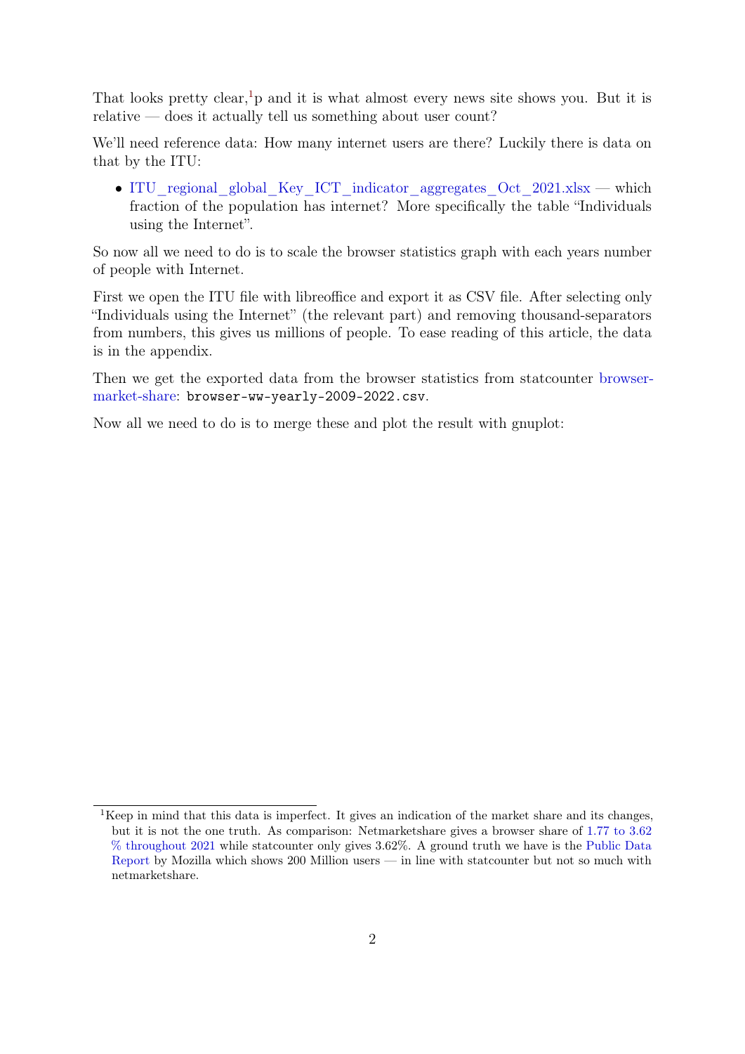That looks pretty clear,[1]p and it is what almost every news site shows you. But it is relative — does it actually tell us something about user count?

We'll need reference data: How many internet users are there? Luckily there is data on that by the ITU:

- ITU_regional_global_Key_ICT_indicator_aggregates_Oct_2021.xlsx — which fraction of the population has internet? More specifically the table "Individuals using the Internet".

So now all we need to do is to scale the browser statistics graph with each years number of people with Internet.

First we open the ITU file with libreoffice and export it as CSV file. After selecting only "Individuals using the Internet" (the relevant part) and removing thousand-separators from numbers, this gives us millions of people. To ease reading of this article, the data is in the appendix.

Then we get the exported data from the browser statistics from statcounter browser-market-share: `browser-ww-yearly-2009-2022.csv`.

Now all we need to do is to merge these and plot the result with gnuplot:

---

[1] Keep in mind that this data is imperfect. It gives an indication of the market share and its changes, but it is not the one truth. As comparison: Netmarketshare gives a browser share of 1.77 to 3.62 % throughout 2021 while statcounter only gives 3.62%. A ground truth we have is the Public Data Report by Mozilla which shows 200 Million users — in line with statcounter but not so much with netmarketshare.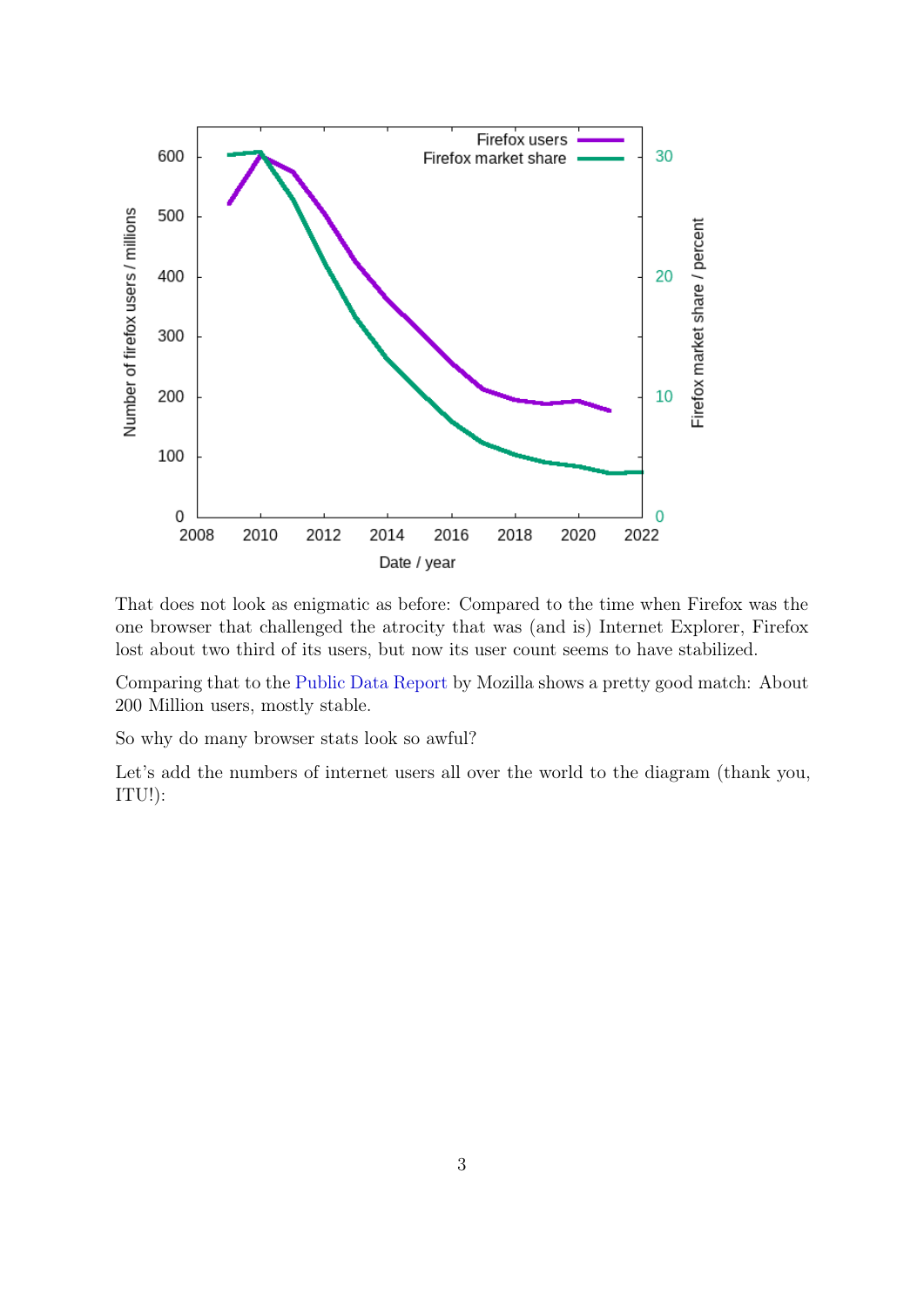That does not look as enigmatic as before: Compared to the time when Firefox was the one browser that challenged the atrocity that was (and is) Internet Explorer, Firefox lost about two third of its users, but now its user count seems to have stabilized.

Comparing that to the Public Data Report by Mozilla shows a pretty good match: About 200 Million users, mostly stable.

So why do many browser stats look so awful?

Let's add the numbers of internet users all over the world to the diagram (thank you, ITU!):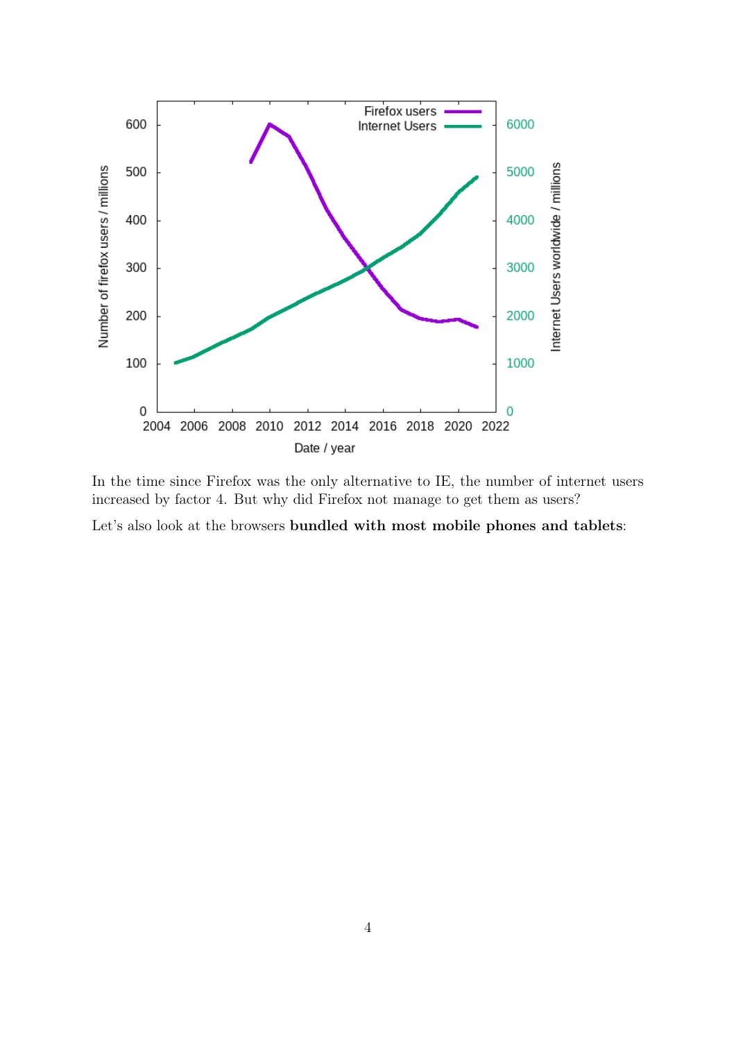In the time since Firefox was the only alternative to IE, the number of internet users increased by factor 4. But why did Firefox not manage to get them as users?

Let's also look at the browsers **bundled with most mobile phones and tablets**: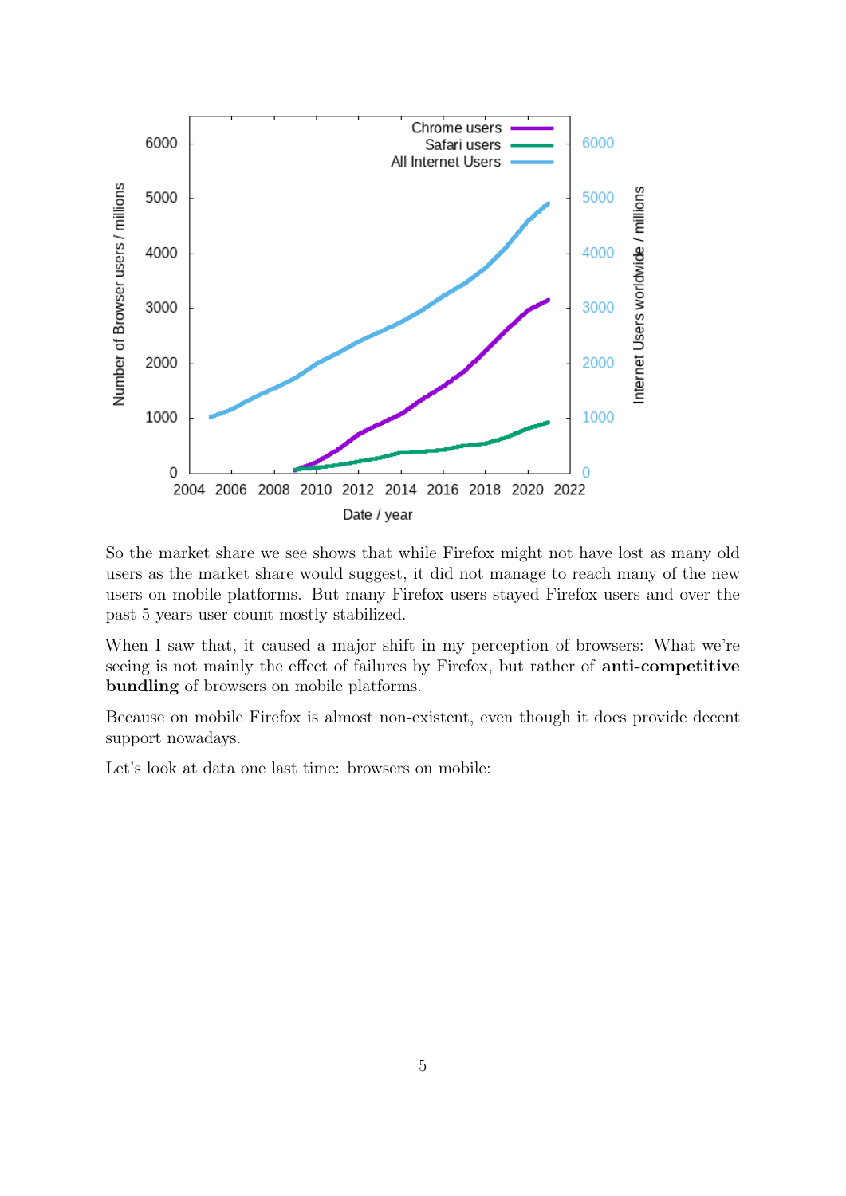So the market share we see shows that while Firefox might not have lost as many old users as the market share would suggest, it did not manage to reach many of the new users on mobile platforms. But many Firefox users stayed Firefox users and over the past 5 years user count mostly stabilized.

When I saw that, it caused a major shift in my perception of browsers: What we're seeing is not mainly the effect of failures by Firefox, but rather of **anti-competitive bundling** of browsers on mobile platforms.

Because on mobile Firefox is almost non-existent, even though it does provide decent support nowadays.

Let's look at data one last time: browsers on mobile: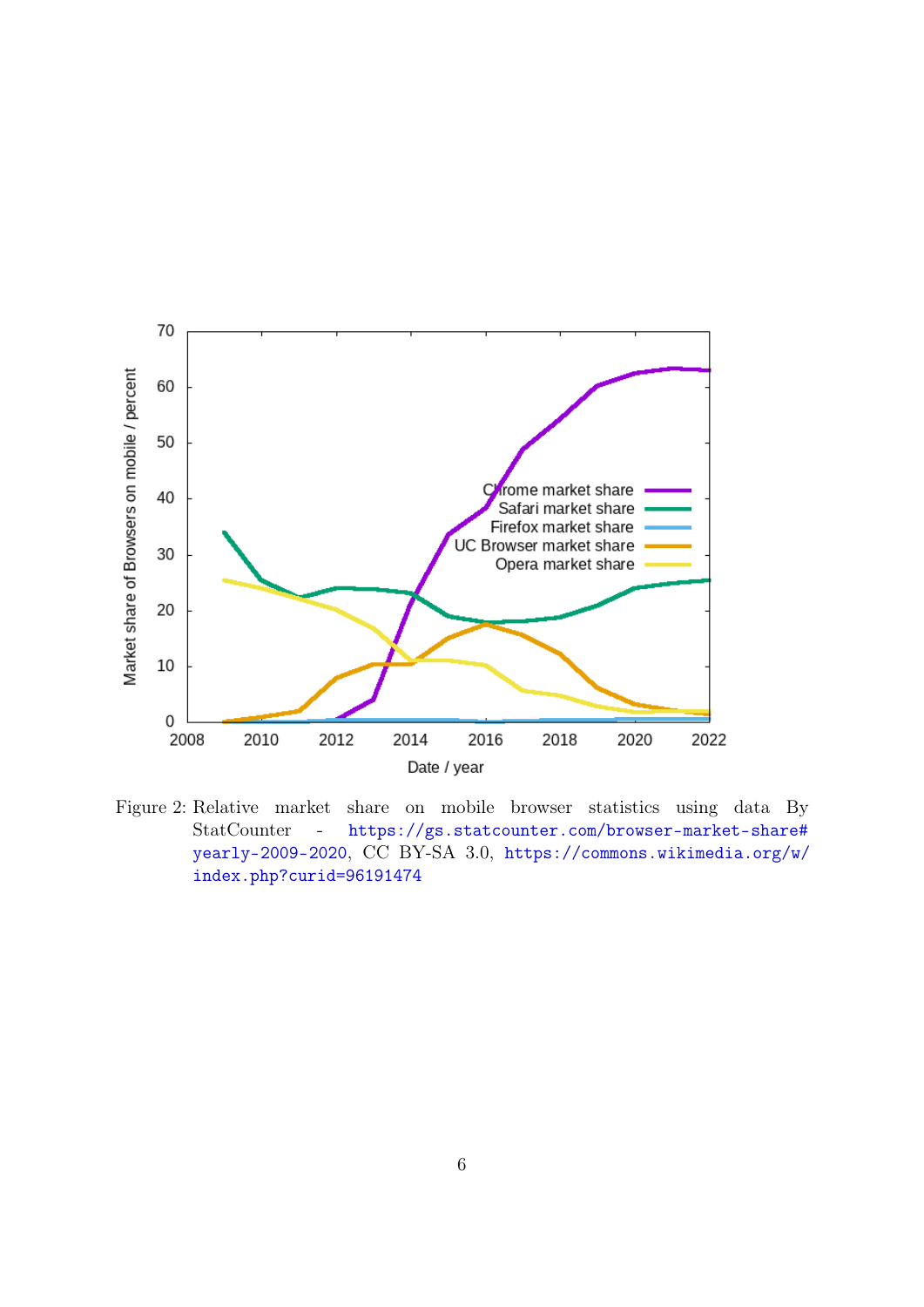Figure 2: Relative market share on mobile browser statistics using data By StatCounter - https://gs.statcounter.com/browser-market-share#yearly-2009-2020, CC BY-SA 3.0, https://commons.wikimedia.org/w/index.php?curid=96191474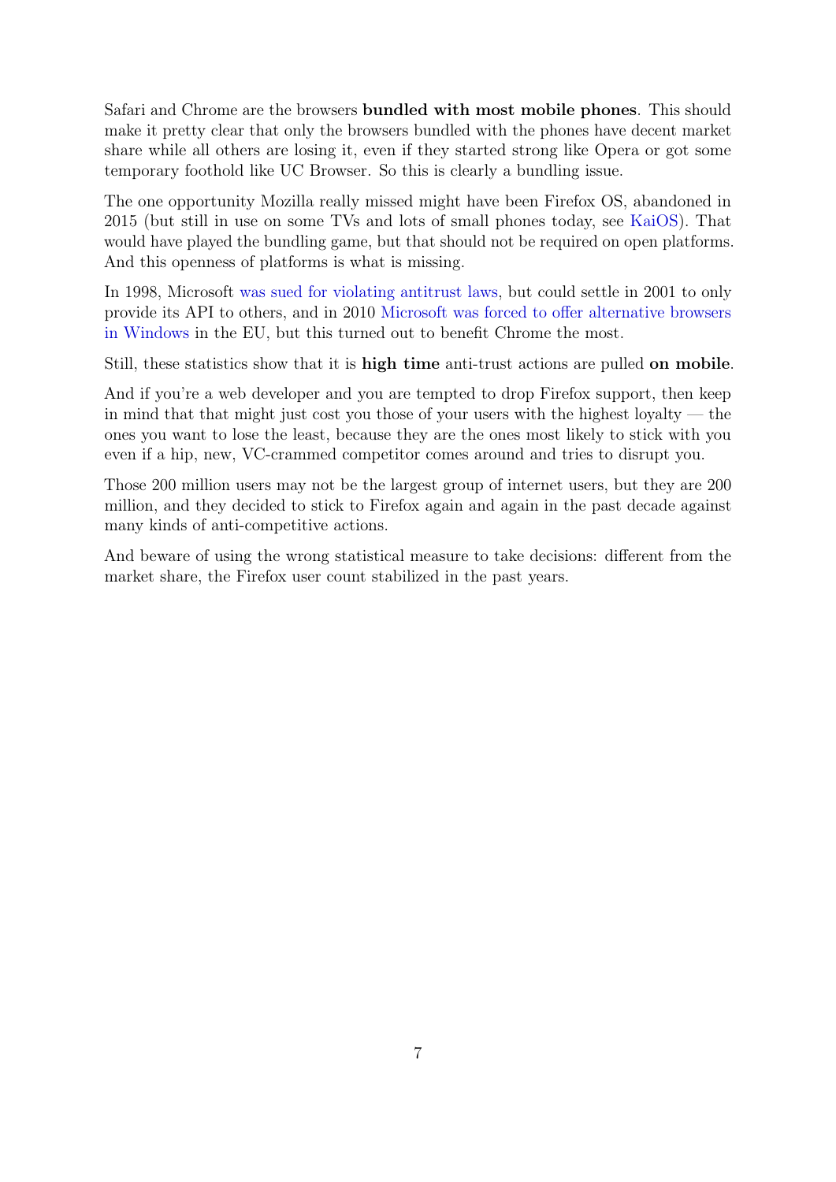Safari and Chrome are the browsers **bundled with most mobile phones**. This should make it pretty clear that only the browsers bundled with the phones have decent market share while all others are losing it, even if they started strong like Opera or got some temporary foothold like UC Browser. So this is clearly a bundling issue.

The one opportunity Mozilla really missed might have been Firefox OS, abandoned in 2015 (but still in use on some TVs and lots of small phones today, see KaiOS). That would have played the bundling game, but that should not be required on open platforms. And this openness of platforms is what is missing.

In 1998, Microsoft was sued for violating antitrust laws, but could settle in 2001 to only provide its API to others, and in 2010 Microsoft was forced to offer alternative browsers in Windows in the EU, but this turned out to benefit Chrome the most.

Still, these statistics show that it is **high time** anti-trust actions are pulled **on mobile**.

And if you're a web developer and you are tempted to drop Firefox support, then keep in mind that that might just cost you those of your users with the highest loyalty — the ones you want to lose the least, because they are the ones most likely to stick with you even if a hip, new, VC-crammed competitor comes around and tries to disrupt you.

Those 200 million users may not be the largest group of internet users, but they are 200 million, and they decided to stick to Firefox again and again in the past decade against many kinds of anti-competitive actions.

And beware of using the wrong statistical measure to take decisions: different from the market share, the Firefox user count stabilized in the past years.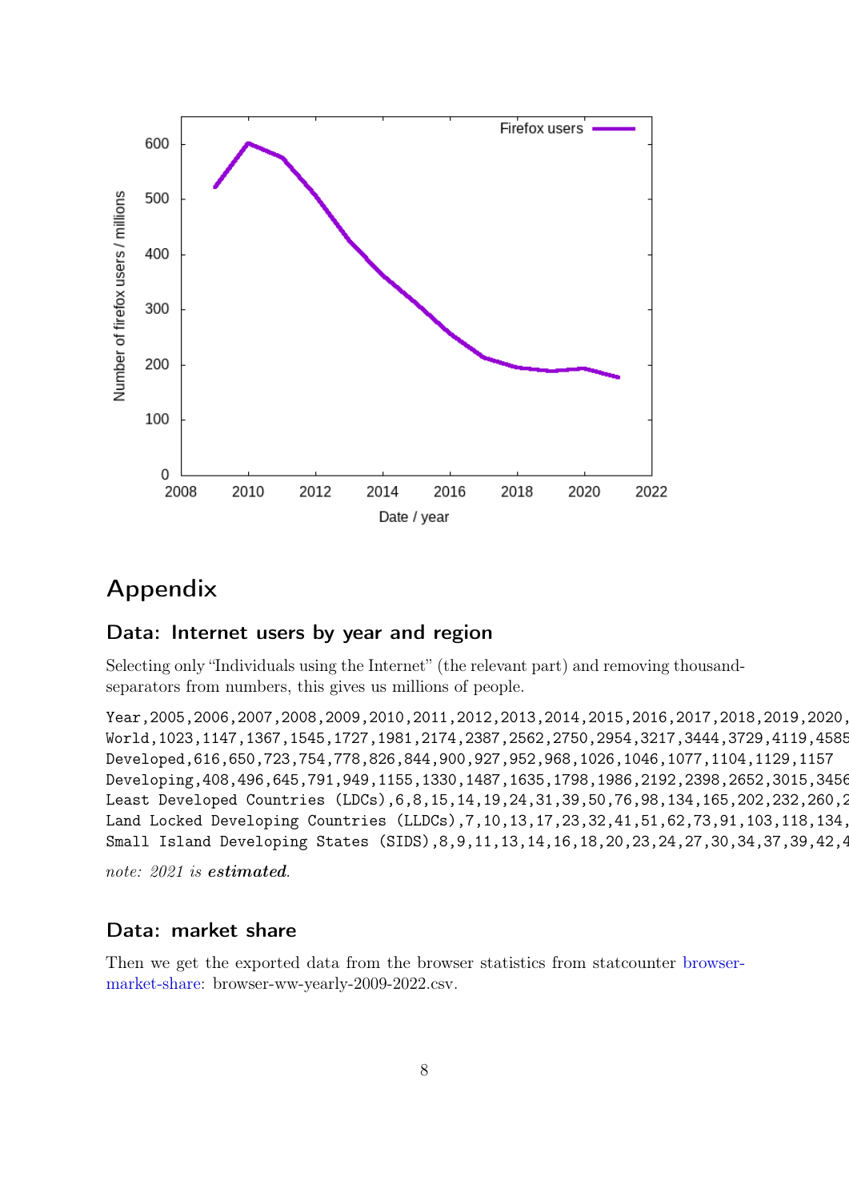## Appendix

### Data: Internet users by year and region

Selecting only "Individuals using the Internet" (the relevant part) and removing thousand-separators from numbers, this gives us millions of people.

```
Year,2005,2006,2007,2008,2009,2010,2011,2012,2013,2014,2015,2016,2017,2018,2019,2020,
World,1023,1147,1367,1545,1727,1981,2174,2387,2562,2750,2954,3217,3444,3729,4119,4585
Developed,616,650,723,754,778,826,844,900,927,952,968,1026,1046,1077,1104,1129,1157
Developing,408,496,645,791,949,1155,1330,1487,1635,1798,1986,2192,2398,2652,3015,3456
Least Developed Countries (LDCs),6,8,15,14,19,24,31,39,50,76,98,134,165,202,232,260,2
Land Locked Developing Countries (LLDCs),7,10,13,17,23,32,41,51,62,73,91,103,118,134,
Small Island Developing States (SIDS),8,9,11,13,14,16,18,20,23,24,27,30,34,37,39,42,4
```

*note: 2021 is **estimated**.*

### Data: market share

Then we get the exported data from the browser statistics from statcounter browser-market-share: browser-ww-yearly-2009-2022.csv.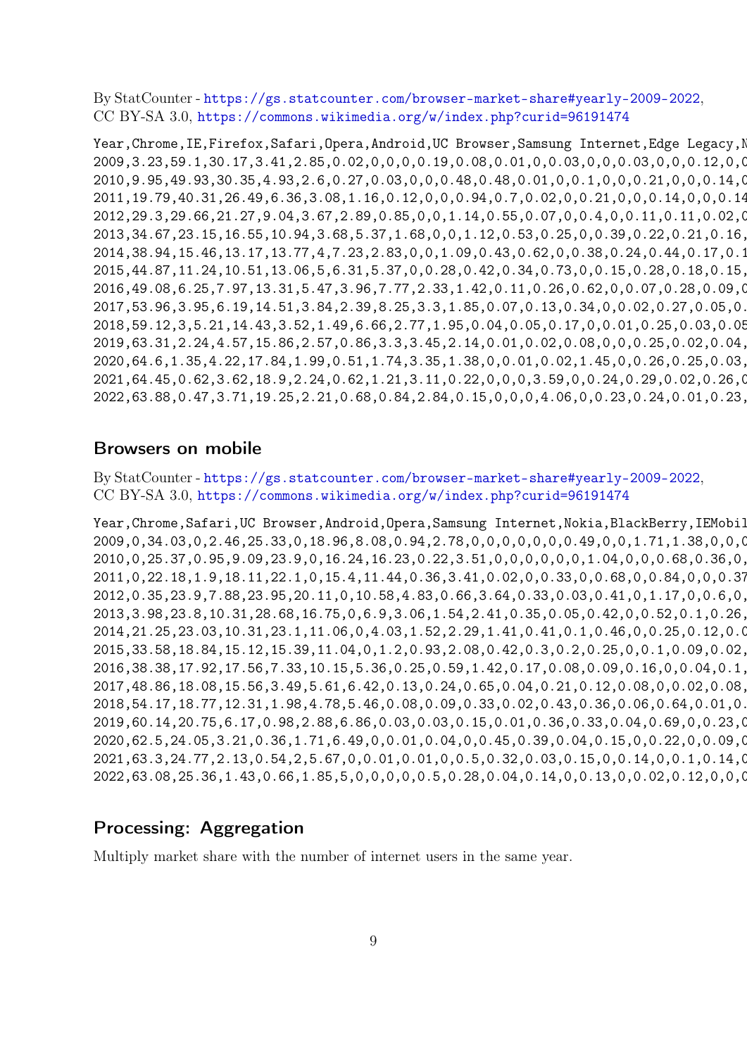By StatCounter - https://gs.statcounter.com/browser-market-share#yearly-2009-2022, CC BY-SA 3.0, https://commons.wikimedia.org/w/index.php?curid=96191474

```
Year,Chrome,IE,Firefox,Safari,Opera,Android,UC Browser,Samsung Internet,Edge Legacy,N
2009,3.23,59.1,30.17,3.41,2.85,0.02,0,0,0,0.19,0.08,0.01,0,0.03,0,0,0.03,0,0,0.12,0,0
2010,9.95,49.93,30.35,4.93,2.6,0.27,0.03,0,0,0.48,0.48,0.01,0,0.1,0,0,0.21,0,0,0.14,0
2011,19.79,40.31,26.49,6.36,3.08,1.16,0.12,0,0,0.94,0.7,0.02,0,0.21,0,0,0.14,0,0,0.14
2012,29.3,29.66,21.27,9.04,3.67,2.89,0.85,0,0,1.14,0.55,0.07,0,0.4,0,0.11,0.11,0.02,0
2013,34.67,23.15,16.55,10.94,3.68,5.37,1.68,0,0,1.12,0.53,0.25,0,0.39,0.22,0.21,0.16,
2014,38.94,15.46,13.17,13.77,4,7.23,2.83,0,0,1.09,0.43,0.62,0,0.38,0.24,0.44,0.17,0.1
2015,44.87,11.24,10.51,13.06,5,6.31,5.37,0,0.28,0.42,0.34,0.73,0,0.15,0.28,0.18,0.15,
2016,49.08,6.25,7.97,13.31,5.47,3.96,7.77,2.33,1.42,0.11,0.26,0.62,0,0.07,0.28,0.09,0
2017,53.96,3.95,6.19,14.51,3.84,2.39,8.25,3.3,1.85,0.07,0.13,0.34,0,0.02,0.27,0.05,0.
2018,59.12,3,5.21,14.43,3.52,1.49,6.66,2.77,1.95,0.04,0.05,0.17,0,0.01,0.25,0.03,0.05
2019,63.31,2.24,4.57,15.86,2.57,0.86,3.3,3.45,2.14,0.01,0.02,0.08,0,0,0.25,0.02,0.04,
2020,64.6,1.35,4.22,17.84,1.99,0.51,1.74,3.35,1.38,0,0.01,0.02,1.45,0,0.26,0.25,0.03,
2021,64.45,0.62,3.62,18.9,2.24,0.62,1.21,3.11,0.22,0,0,0,3.59,0,0.24,0.29,0.02,0.26,0
2022,63.88,0.47,3.71,19.25,2.21,0.68,0.84,2.84,0.15,0,0,0,4.06,0,0.23,0.24,0.01,0.23,
```

## Browsers on mobile

By StatCounter - https://gs.statcounter.com/browser-market-share#yearly-2009-2022, CC BY-SA 3.0, https://commons.wikimedia.org/w/index.php?curid=96191474

```
Year,Chrome,Safari,UC Browser,Android,Opera,Samsung Internet,Nokia,BlackBerry,IEMobil
2009,0,34.03,0,2.46,25.33,0,18.96,8.08,0.94,2.78,0,0,0,0,0,0,0.49,0,0,1.71,1.38,0,0,0
2010,0,25.37,0.95,9.09,23.9,0,16.24,16.23,0.22,3.51,0,0,0,0,0,0,1.04,0,0,0.68,0.36,0,
2011,0,22.18,1.9,18.11,22.1,0,15.4,11.44,0.36,3.41,0.02,0,0.33,0,0.68,0,0.84,0,0,0.37
2012,0.35,23.9,7.88,23.95,20.11,0,10.58,4.83,0.66,3.64,0.33,0.03,0.41,0,1.17,0,0.6,0,
2013,3.98,23.8,10.31,28.68,16.75,0,6.9,3.06,1.54,2.41,0.35,0.05,0.42,0,0.52,0.1,0.26,
2014,21.25,23.03,10.31,23.1,11.06,0,4.03,1.52,2.29,1.41,0.41,0.1,0.46,0,0.25,0.12,0.0
2015,33.58,18.84,15.12,15.39,11.04,0,1.2,0.93,2.08,0.42,0.3,0.2,0.25,0,0.1,0.09,0.02,
2016,38.38,17.92,17.56,7.33,10.15,5.36,0.25,0.59,1.42,0.17,0.08,0.09,0.16,0,0.04,0.1,
2017,48.86,18.08,15.56,3.49,5.61,6.42,0.13,0.24,0.65,0.04,0.21,0.12,0.08,0,0.02,0.08,
2018,54.17,18.77,12.31,1.98,4.78,5.46,0.08,0.09,0.33,0.02,0.43,0.36,0.06,0.64,0.01,0.
2019,60.14,20.75,6.17,0.98,2.88,6.86,0.03,0.03,0.15,0.01,0.36,0.33,0.04,0.69,0,0.23,0
2020,62.5,24.05,3.21,0.36,1.71,6.49,0,0,0.01,0.04,0,0.45,0.39,0.04,0.15,0,0.22,0,0.09,0
2021,63.3,24.77,2.13,0.54,2,5.67,0,0,0.01,0.01,0,0.5,0.32,0.03,0.15,0,0.14,0,0.1,0.14,0
2022,63.08,25.36,1.43,0.66,1.85,5,0,0,0,0,0,0.5,0.28,0.04,0.14,0,0.13,0,0.02,0.12,0,0,0
```

## Processing: Aggregation

Multiply market share with the number of internet users in the same year.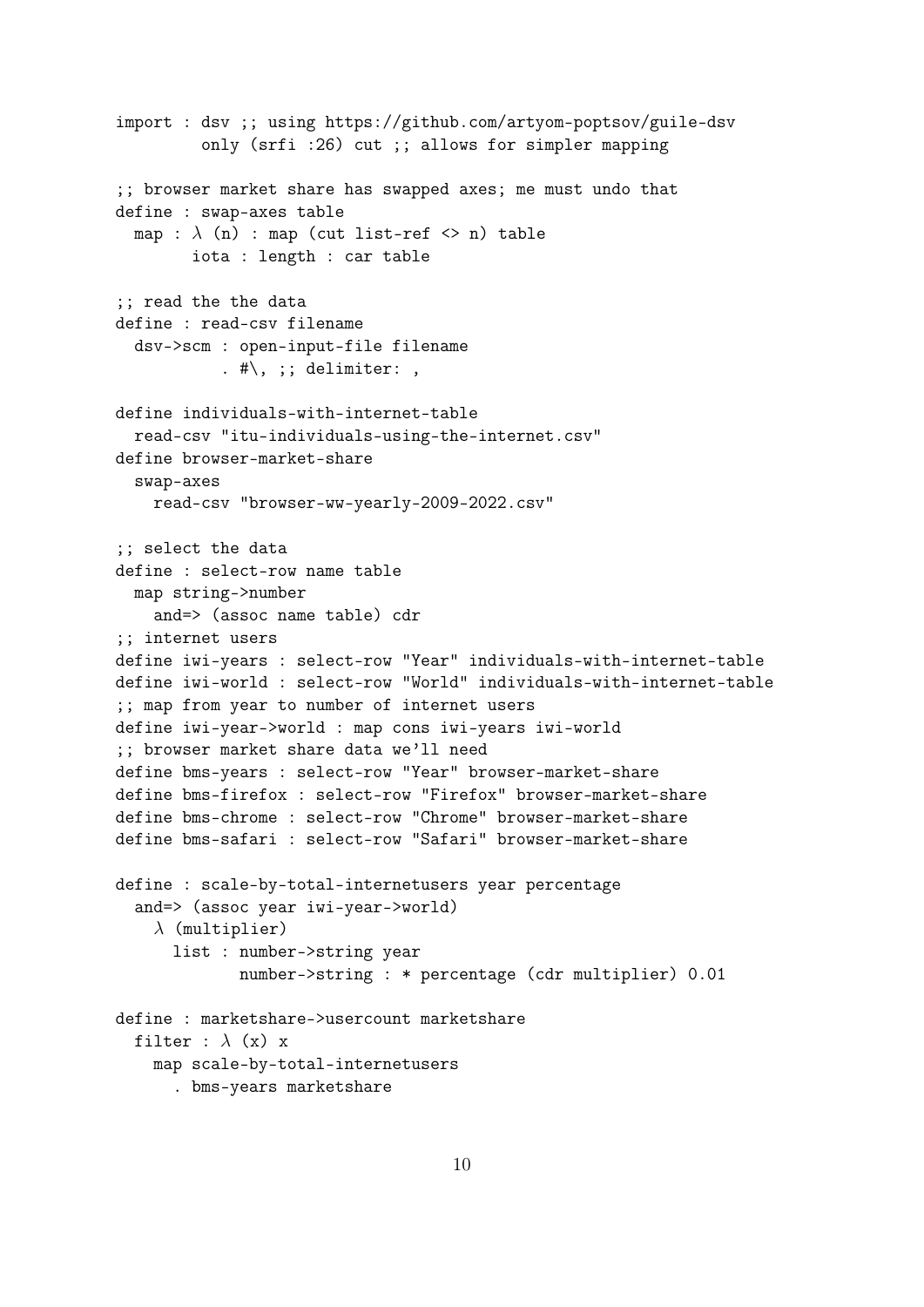```
import : dsv ;; using https://github.com/artyom-poptsov/guile-dsv
         only (srfi :26) cut ;; allows for simpler mapping

;; browser market share has swapped axes; me must undo that
define : swap-axes table
  map : λ (n) : map (cut list-ref <> n) table
        iota : length : car table

;; read the the data
define : read-csv filename
  dsv->scm : open-input-file filename
           . #\, ;; delimiter: ,

define individuals-with-internet-table
  read-csv "itu-individuals-using-the-internet.csv"
define browser-market-share
  swap-axes
    read-csv "browser-ww-yearly-2009-2022.csv"

;; select the data
define : select-row name table
  map string->number
    and=> (assoc name table) cdr
;; internet users
define iwi-years : select-row "Year" individuals-with-internet-table
define iwi-world : select-row "World" individuals-with-internet-table
;; map from year to number of internet users
define iwi-year->world : map cons iwi-years iwi-world
;; browser market share data we'll need
define bms-years : select-row "Year" browser-market-share
define bms-firefox : select-row "Firefox" browser-market-share
define bms-chrome : select-row "Chrome" browser-market-share
define bms-safari : select-row "Safari" browser-market-share

define : scale-by-total-internetusers year percentage
  and=> (assoc year iwi-year->world)
    λ (multiplier)
      list : number->string year
             number->string : * percentage (cdr multiplier) 0.01

define : marketshare->usercount marketshare
  filter : λ (x) x
    map scale-by-total-internetusers
      . bms-years marketshare
```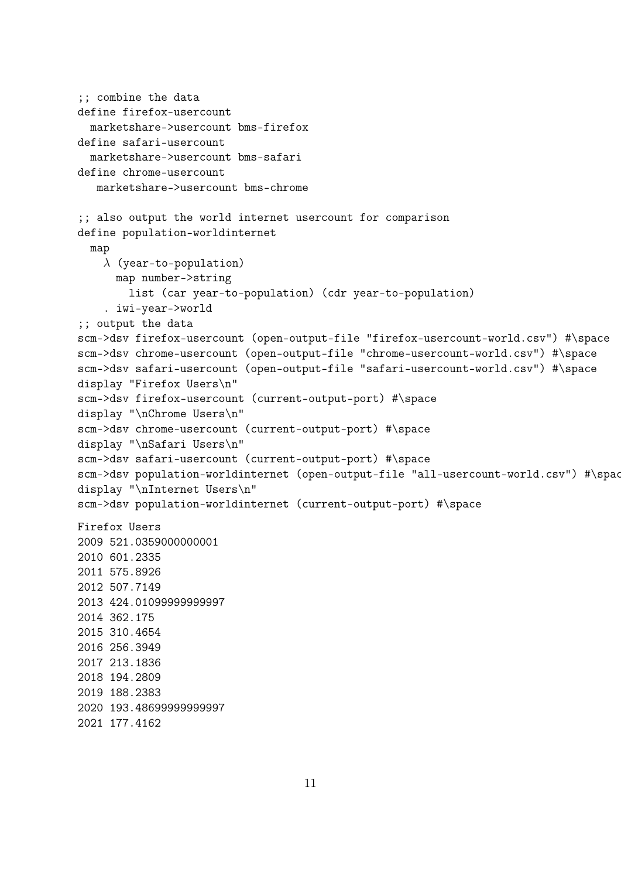```
;; combine the data
define firefox-usercount
  marketshare->usercount bms-firefox
define safari-usercount
  marketshare->usercount bms-safari
define chrome-usercount
   marketshare->usercount bms-chrome

;; also output the world internet usercount for comparison
define population-worldinternet
  map
    λ (year-to-population)
      map number->string
        list (car year-to-population) (cdr year-to-population)
    . iwi-year->world
;; output the data
scm->dsv firefox-usercount (open-output-file "firefox-usercount-world.csv") #\space
scm->dsv chrome-usercount (open-output-file "chrome-usercount-world.csv") #\space
scm->dsv safari-usercount (open-output-file "safari-usercount-world.csv") #\space
display "Firefox Users\n"
scm->dsv firefox-usercount (current-output-port) #\space
display "\nChrome Users\n"
scm->dsv chrome-usercount (current-output-port) #\space
display "\nSafari Users\n"
scm->dsv safari-usercount (current-output-port) #\space
scm->dsv population-worldinternet (open-output-file "all-usercount-world.csv") #\spac
display "\nInternet Users\n"
scm->dsv population-worldinternet (current-output-port) #\space
```

```
Firefox Users
2009 521.0359000000001
2010 601.2335
2011 575.8926
2012 507.7149
2013 424.01099999999997
2014 362.175
2015 310.4654
2016 256.3949
2017 213.1836
2018 194.2809
2019 188.2383
2020 193.48699999999997
2021 177.4162
```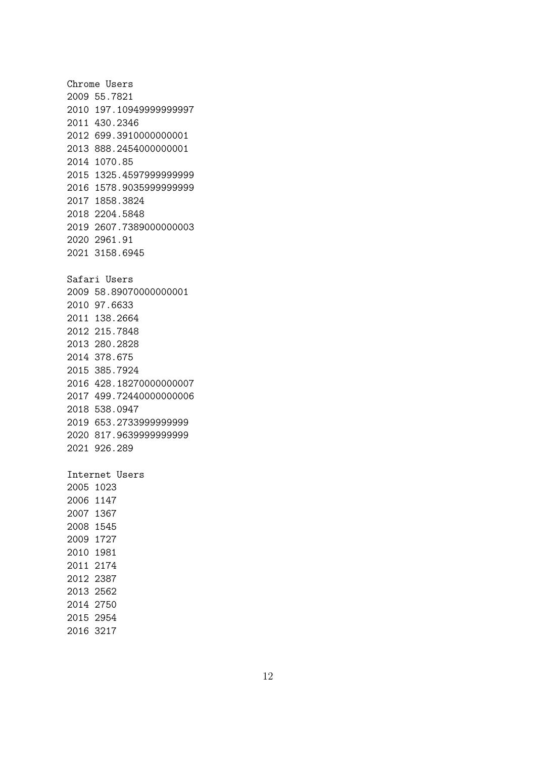```
Chrome Users
2009 55.7821
2010 197.10949999999997
2011 430.2346
2012 699.3910000000001
2013 888.2454000000001
2014 1070.85
2015 1325.4597999999999
2016 1578.9035999999999
2017 1858.3824
2018 2204.5848
2019 2607.7389000000003
2020 2961.91
2021 3158.6945

Safari Users
2009 58.89070000000001
2010 97.6633
2011 138.2664
2012 215.7848
2013 280.2828
2014 378.675
2015 385.7924
2016 428.18270000000007
2017 499.72440000000006
2018 538.0947
2019 653.2733999999999
2020 817.9639999999999
2021 926.289

Internet Users
2005 1023
2006 1147
2007 1367
2008 1545
2009 1727
2010 1981
2011 2174
2012 2387
2013 2562
2014 2750
2015 2954
2016 3217
```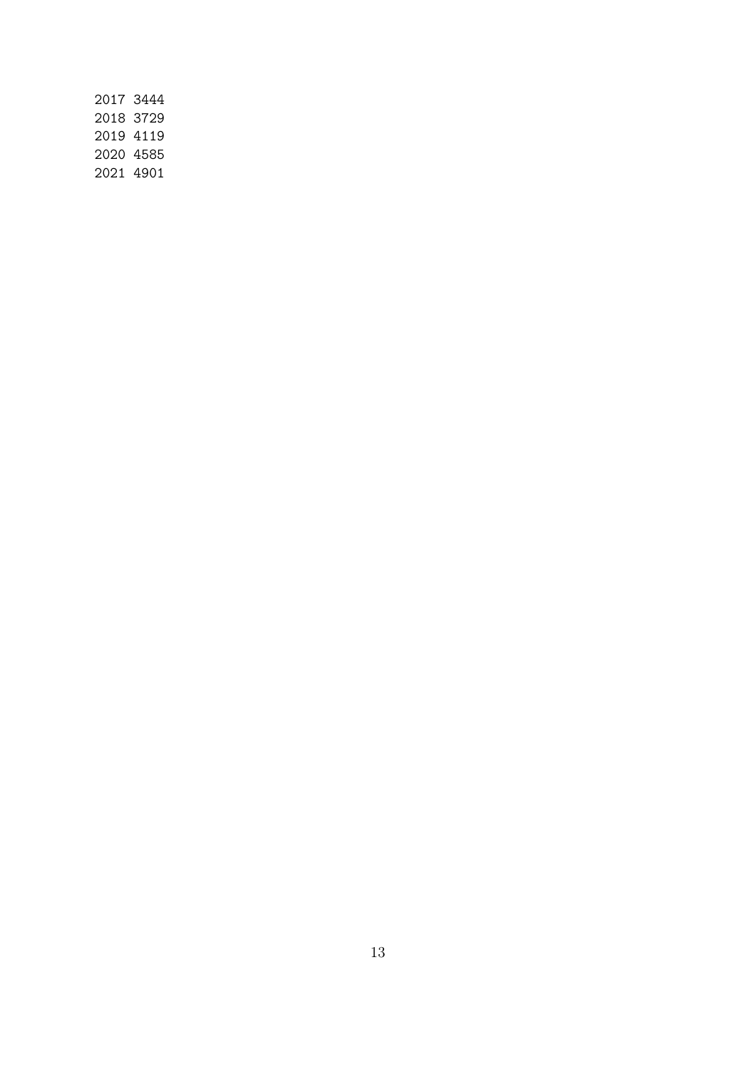```
2017 3444
2018 3729
2019 4119
2020 4585
2021 4901
```